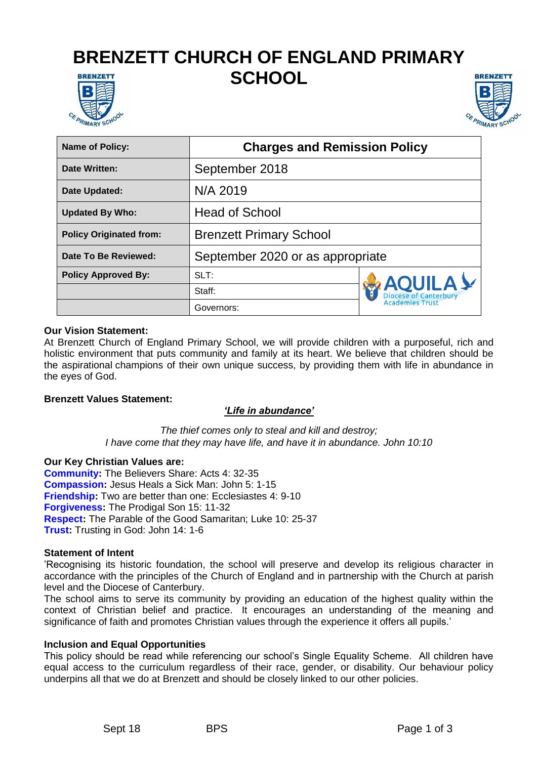# BRENZETT CHURCH OF ENGLAND PRIMARY SCHOOL

| Name of Policy: | Charges and Remission Policy | |
|---|---|---|
| Date Written: | September 2018 | |
| Date Updated: | N/A 2019 | |
| Updated By Who: | Head of School | |
| Policy Originated from: | Brenzett Primary School | |
| Date To Be Reviewed: | September 2020 or as appropriate | |
| Policy Approved By: | SLT: | AQUILA Diocese of Canterbury Academies Trust |
| | Staff: | |
| | Governors: | |

**Our Vision Statement:**
At Brenzett Church of England Primary School, we will provide children with a purposeful, rich and holistic environment that puts community and family at its heart. We believe that children should be the aspirational champions of their own unique success, by providing them with life in abundance in the eyes of God.

**Brenzett Values Statement:**

***'Life in abundance'***

*The thief comes only to steal and kill and destroy;*
*I have come that they may have life, and have it in abundance. John 10:10*

**Our Key Christian Values are:**
**Community:** The Believers Share: Acts 4: 32-35
**Compassion:** Jesus Heals a Sick Man: John 5: 1-15
**Friendship:** Two are better than one: Ecclesiastes 4: 9-10
**Forgiveness:** The Prodigal Son 15: 11-32
**Respect:** The Parable of the Good Samaritan; Luke 10: 25-37
**Trust:** Trusting in God: John 14: 1-6

**Statement of Intent**
'Recognising its historic foundation, the school will preserve and develop its religious character in accordance with the principles of the Church of England and in partnership with the Church at parish level and the Diocese of Canterbury.
The school aims to serve its community by providing an education of the highest quality within the context of Christian belief and practice. It encourages an understanding of the meaning and significance of faith and promotes Christian values through the experience it offers all pupils.'

**Inclusion and Equal Opportunities**
This policy should be read while referencing our school's Single Equality Scheme. All children have equal access to the curriculum regardless of their race, gender, or disability. Our behaviour policy underpins all that we do at Brenzett and should be closely linked to our other policies.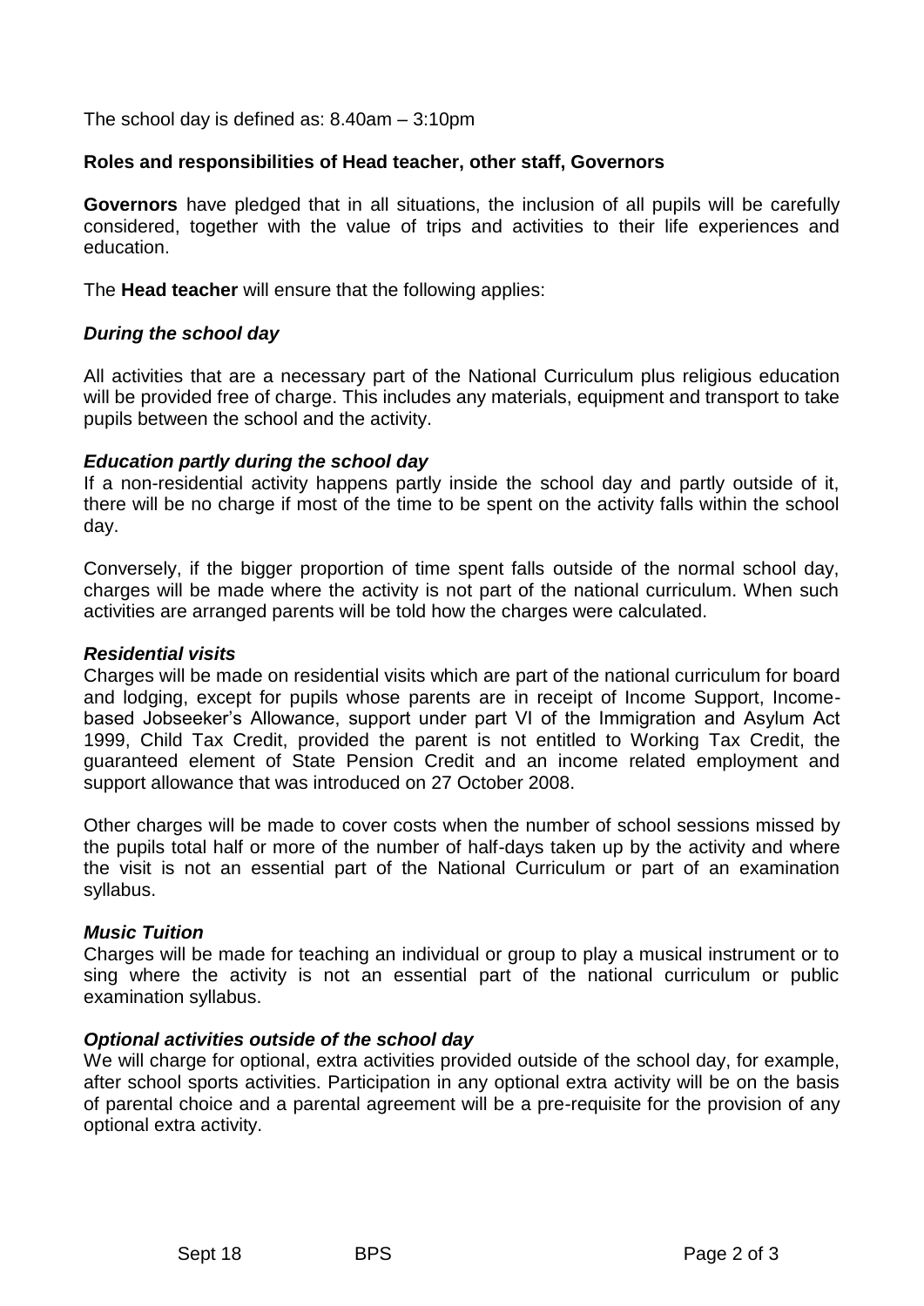The school day is defined as: 8.40am – 3:10pm

## Roles and responsibilities of Head teacher, other staff, Governors

**Governors** have pledged that in all situations, the inclusion of all pupils will be carefully considered, together with the value of trips and activities to their life experiences and education.

The **Head teacher** will ensure that the following applies:

### *During the school day*

All activities that are a necessary part of the National Curriculum plus religious education will be provided free of charge. This includes any materials, equipment and transport to take pupils between the school and the activity.

### *Education partly during the school day*

If a non-residential activity happens partly inside the school day and partly outside of it, there will be no charge if most of the time to be spent on the activity falls within the school day.

Conversely, if the bigger proportion of time spent falls outside of the normal school day, charges will be made where the activity is not part of the national curriculum. When such activities are arranged parents will be told how the charges were calculated.

### *Residential visits*

Charges will be made on residential visits which are part of the national curriculum for board and lodging, except for pupils whose parents are in receipt of Income Support, Income-based Jobseeker's Allowance, support under part VI of the Immigration and Asylum Act 1999, Child Tax Credit, provided the parent is not entitled to Working Tax Credit, the guaranteed element of State Pension Credit and an income related employment and support allowance that was introduced on 27 October 2008.

Other charges will be made to cover costs when the number of school sessions missed by the pupils total half or more of the number of half-days taken up by the activity and where the visit is not an essential part of the National Curriculum or part of an examination syllabus.

### *Music Tuition*

Charges will be made for teaching an individual or group to play a musical instrument or to sing where the activity is not an essential part of the national curriculum or public examination syllabus.

### *Optional activities outside of the school day*

We will charge for optional, extra activities provided outside of the school day, for example, after school sports activities. Participation in any optional extra activity will be on the basis of parental choice and a parental agreement will be a pre-requisite for the provision of any optional extra activity.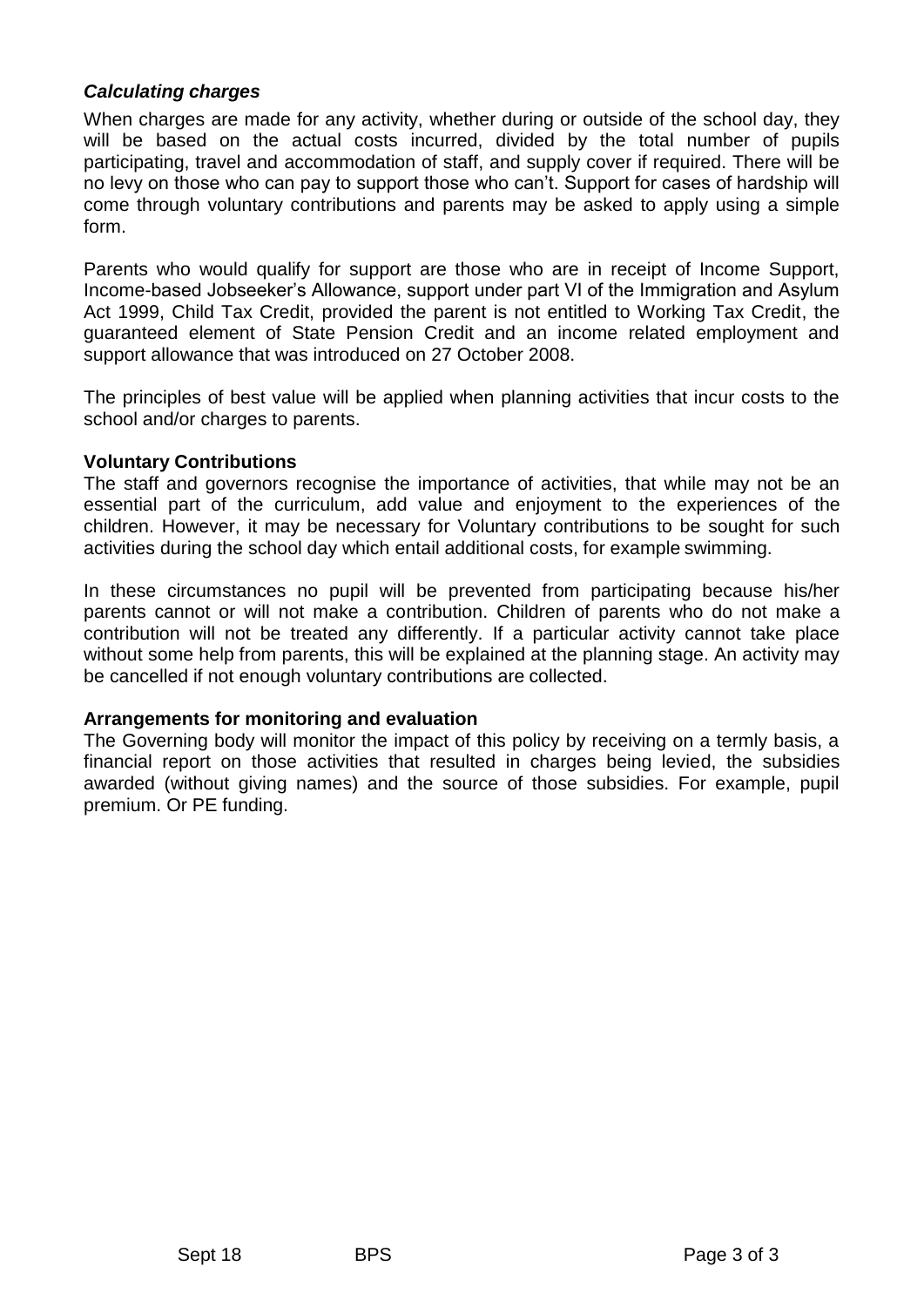### *Calculating charges*

When charges are made for any activity, whether during or outside of the school day, they will be based on the actual costs incurred, divided by the total number of pupils participating, travel and accommodation of staff, and supply cover if required. There will be no levy on those who can pay to support those who can't. Support for cases of hardship will come through voluntary contributions and parents may be asked to apply using a simple form.

Parents who would qualify for support are those who are in receipt of Income Support, Income-based Jobseeker's Allowance, support under part VI of the Immigration and Asylum Act 1999, Child Tax Credit, provided the parent is not entitled to Working Tax Credit, the guaranteed element of State Pension Credit and an income related employment and support allowance that was introduced on 27 October 2008.

The principles of best value will be applied when planning activities that incur costs to the school and/or charges to parents.

### **Voluntary Contributions**

The staff and governors recognise the importance of activities, that while may not be an essential part of the curriculum, add value and enjoyment to the experiences of the children. However, it may be necessary for Voluntary contributions to be sought for such activities during the school day which entail additional costs, for example swimming.

In these circumstances no pupil will be prevented from participating because his/her parents cannot or will not make a contribution. Children of parents who do not make a contribution will not be treated any differently. If a particular activity cannot take place without some help from parents, this will be explained at the planning stage. An activity may be cancelled if not enough voluntary contributions are collected.

### **Arrangements for monitoring and evaluation**

The Governing body will monitor the impact of this policy by receiving on a termly basis, a financial report on those activities that resulted in charges being levied, the subsidies awarded (without giving names) and the source of those subsidies. For example, pupil premium. Or PE funding.